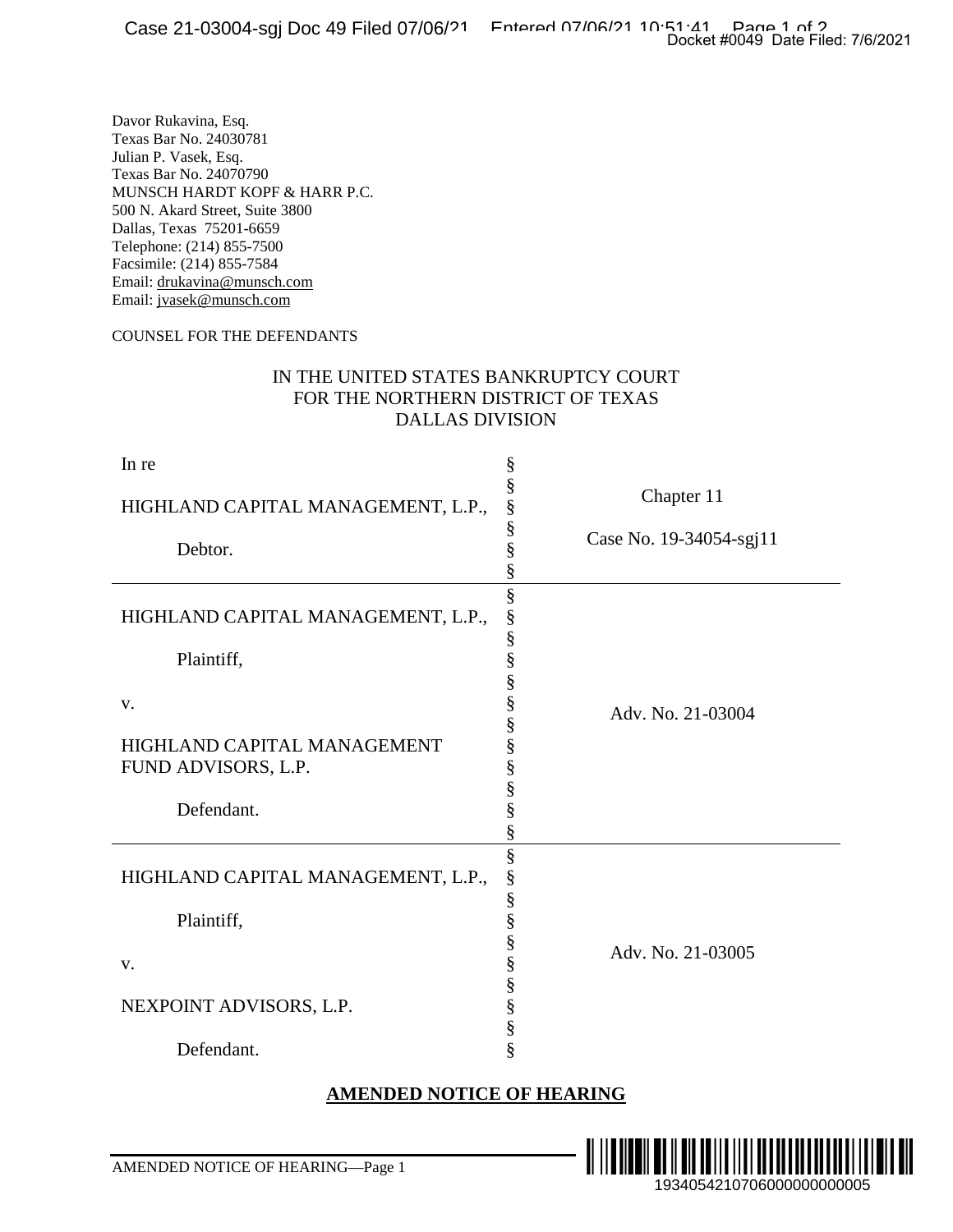Davor Rukavina, Esq.
Texas Bar No. 24030781
Julian P. Vasek, Esq.
Texas Bar No. 24070790
MUNSCH HARDT KOPF & HARR P.C.
500 N. Akard Street, Suite 3800
Dallas, Texas 75201-6659
Telephone: (214) 855-7500
Facsimile: (214) 855-7584
Email: drukavina@munsch.com
Email: jvasek@munsch.com

COUNSEL FOR THE DEFENDANTS

IN THE UNITED STATES BANKRUPTCY COURT
FOR THE NORTHERN DISTRICT OF TEXAS
DALLAS DIVISION

| | | |
|---|---|---|
| In re<br><br>HIGHLAND CAPITAL MANAGEMENT, L.P.,<br><br>Debtor. | § | Chapter 11<br><br>Case No. 19-34054-sgj11 |
| HIGHLAND CAPITAL MANAGEMENT, L.P.,<br><br>Plaintiff,<br><br>v.<br><br>HIGHLAND CAPITAL MANAGEMENT FUND ADVISORS, L.P.<br><br>Defendant. | § | Adv. No. 21-03004 |
| HIGHLAND CAPITAL MANAGEMENT, L.P.,<br><br>Plaintiff,<br><br>v.<br><br>NEXPOINT ADVISORS, L.P.<br><br>Defendant. | § | Adv. No. 21-03005 |

## AMENDED NOTICE OF HEARING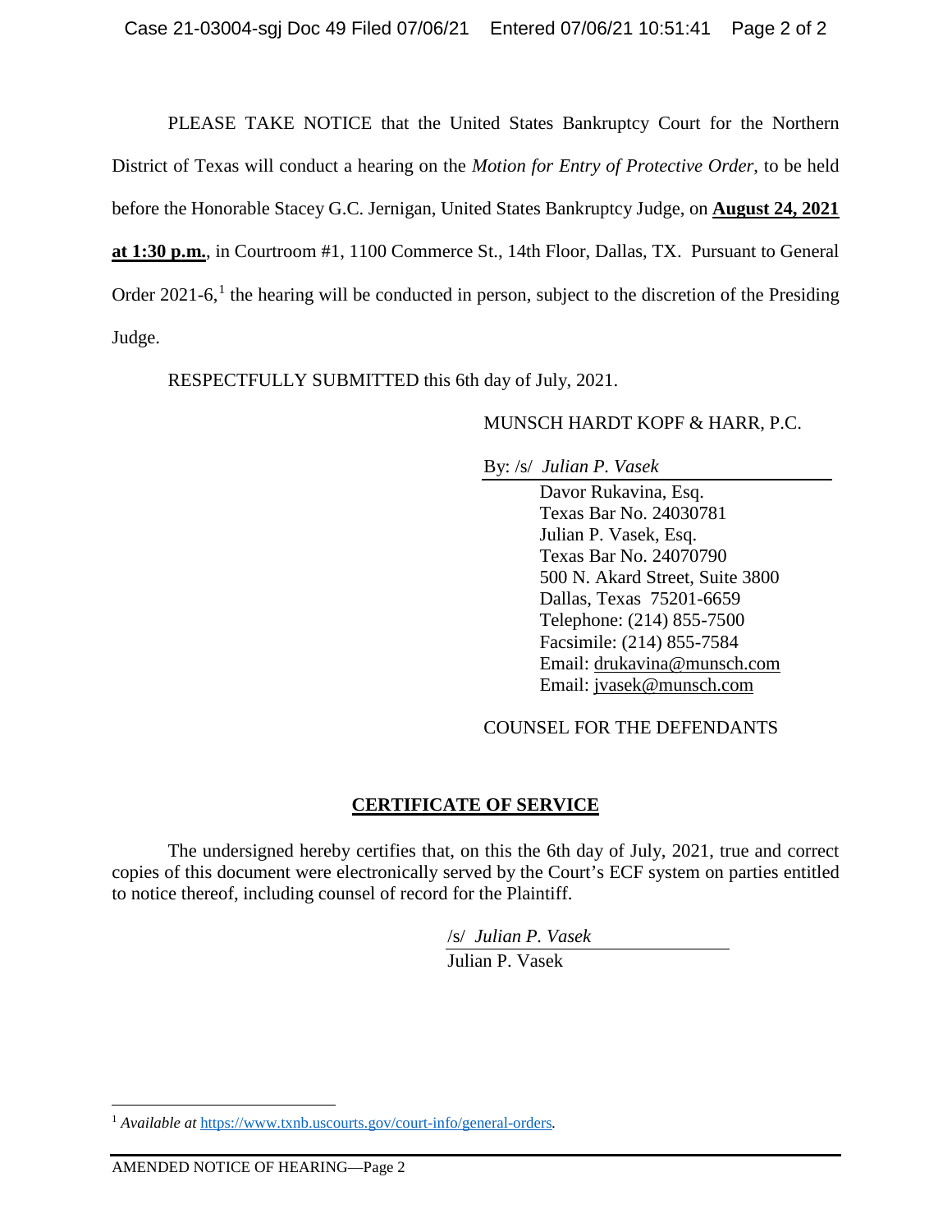PLEASE TAKE NOTICE that the United States Bankruptcy Court for the Northern District of Texas will conduct a hearing on the *Motion for Entry of Protective Order*, to be held before the Honorable Stacey G.C. Jernigan, United States Bankruptcy Judge, on **August 24, 2021 at 1:30 p.m.**, in Courtroom #1, 1100 Commerce St., 14th Floor, Dallas, TX. Pursuant to General Order 2021-6,[1] the hearing will be conducted in person, subject to the discretion of the Presiding Judge.

RESPECTFULLY SUBMITTED this 6th day of July, 2021.

MUNSCH HARDT KOPF & HARR, P.C.

By: /s/ *Julian P. Vasek*
Davor Rukavina, Esq.
Texas Bar No. 24030781
Julian P. Vasek, Esq.
Texas Bar No. 24070790
500 N. Akard Street, Suite 3800
Dallas, Texas 75201-6659
Telephone: (214) 855-7500
Facsimile: (214) 855-7584
Email: drukavina@munsch.com
Email: jvasek@munsch.com

COUNSEL FOR THE DEFENDANTS

## CERTIFICATE OF SERVICE

The undersigned hereby certifies that, on this the 6th day of July, 2021, true and correct copies of this document were electronically served by the Court's ECF system on parties entitled to notice thereof, including counsel of record for the Plaintiff.

/s/ *Julian P. Vasek*
Julian P. Vasek

[1] *Available at* https://www.txnb.uscourts.gov/court-info/general-orders.

AMENDED NOTICE OF HEARING—Page 2